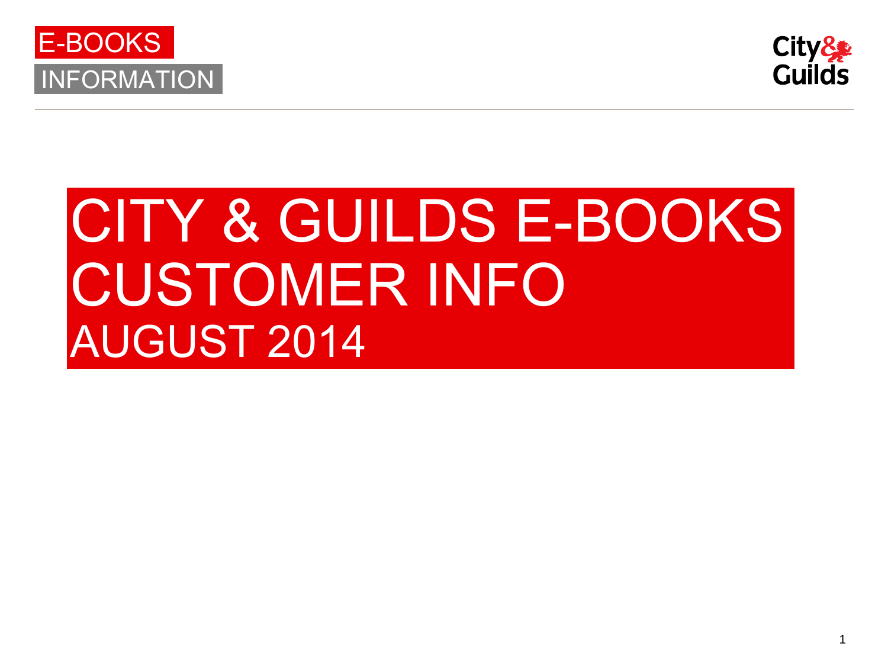E-BOOKS

INFORMATION

City & Guilds

# CITY & GUILDS E-BOOKS CUSTOMER INFO

## AUGUST 2014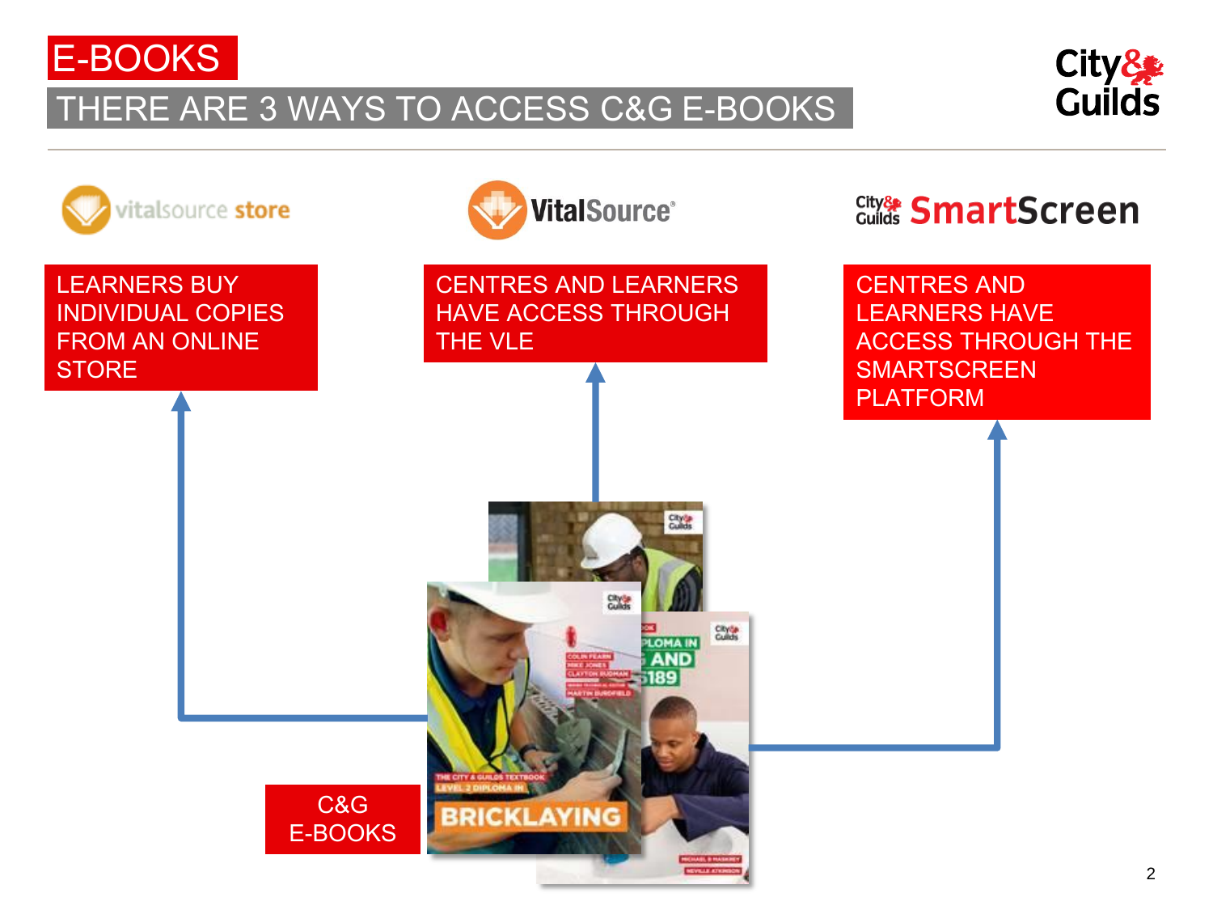# E-BOOKS

## THERE ARE 3 WAYS TO ACCESS C&G E-BOOKS

**vitalsource store**

LEARNERS BUY INDIVIDUAL COPIES FROM AN ONLINE STORE

**VitalSource**

CENTRES AND LEARNERS HAVE ACCESS THROUGH THE VLE

**City & Guilds SmartScreen**

CENTRES AND LEARNERS HAVE ACCESS THROUGH THE SMARTSCREEN PLATFORM

C&G E-BOOKS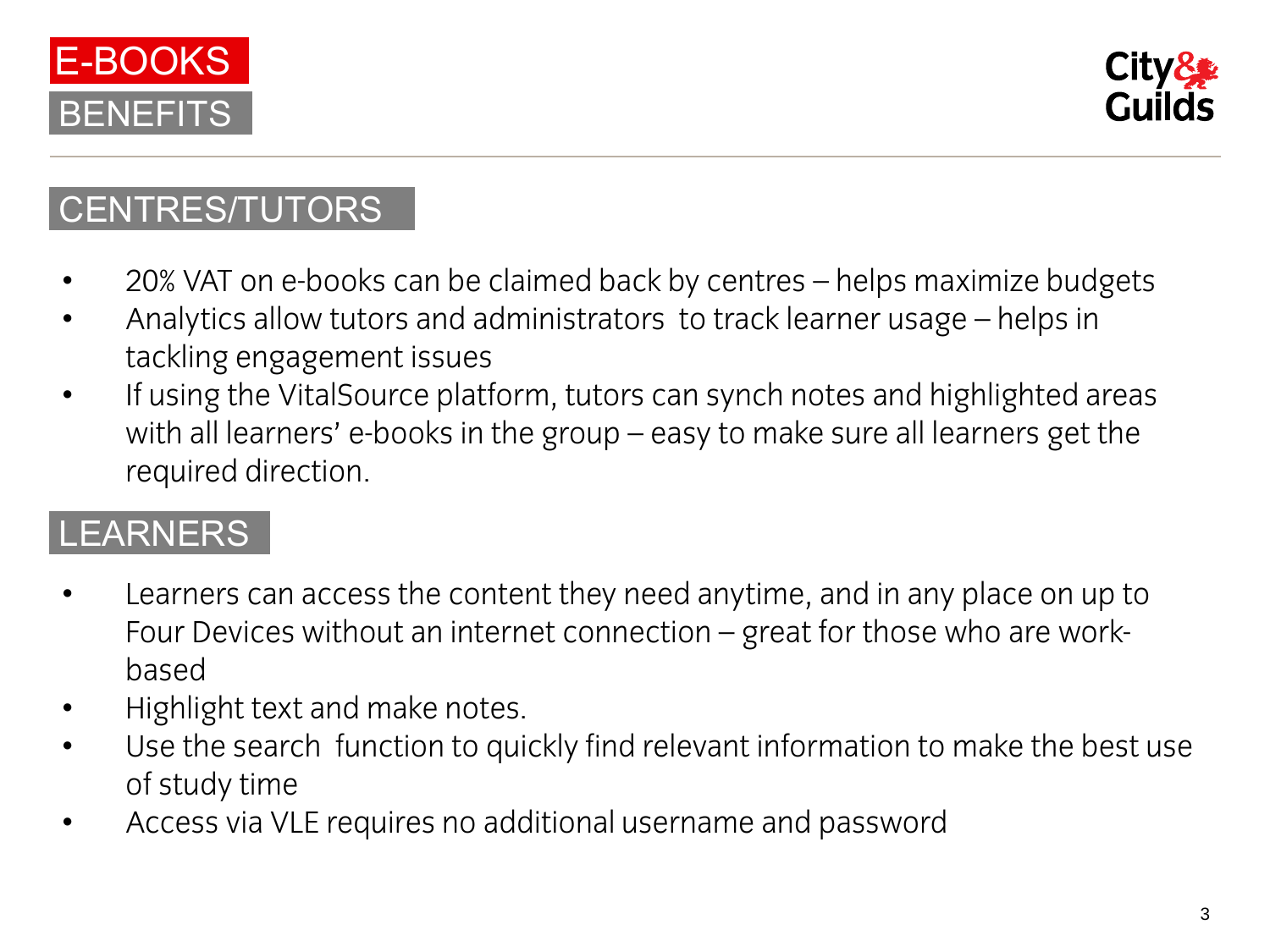# E-BOOKS BENEFITS

## CENTRES/TUTORS

- 20% VAT on e-books can be claimed back by centres – helps maximize budgets
- Analytics allow tutors and administrators to track learner usage – helps in tackling engagement issues
- If using the VitalSource platform, tutors can synch notes and highlighted areas with all learners' e-books in the group – easy to make sure all learners get the required direction.

## LEARNERS

- Learners can access the content they need anytime, and in any place on up to Four Devices without an internet connection – great for those who are work-based
- Highlight text and make notes.
- Use the search function to quickly find relevant information to make the best use of study time
- Access via VLE requires no additional username and password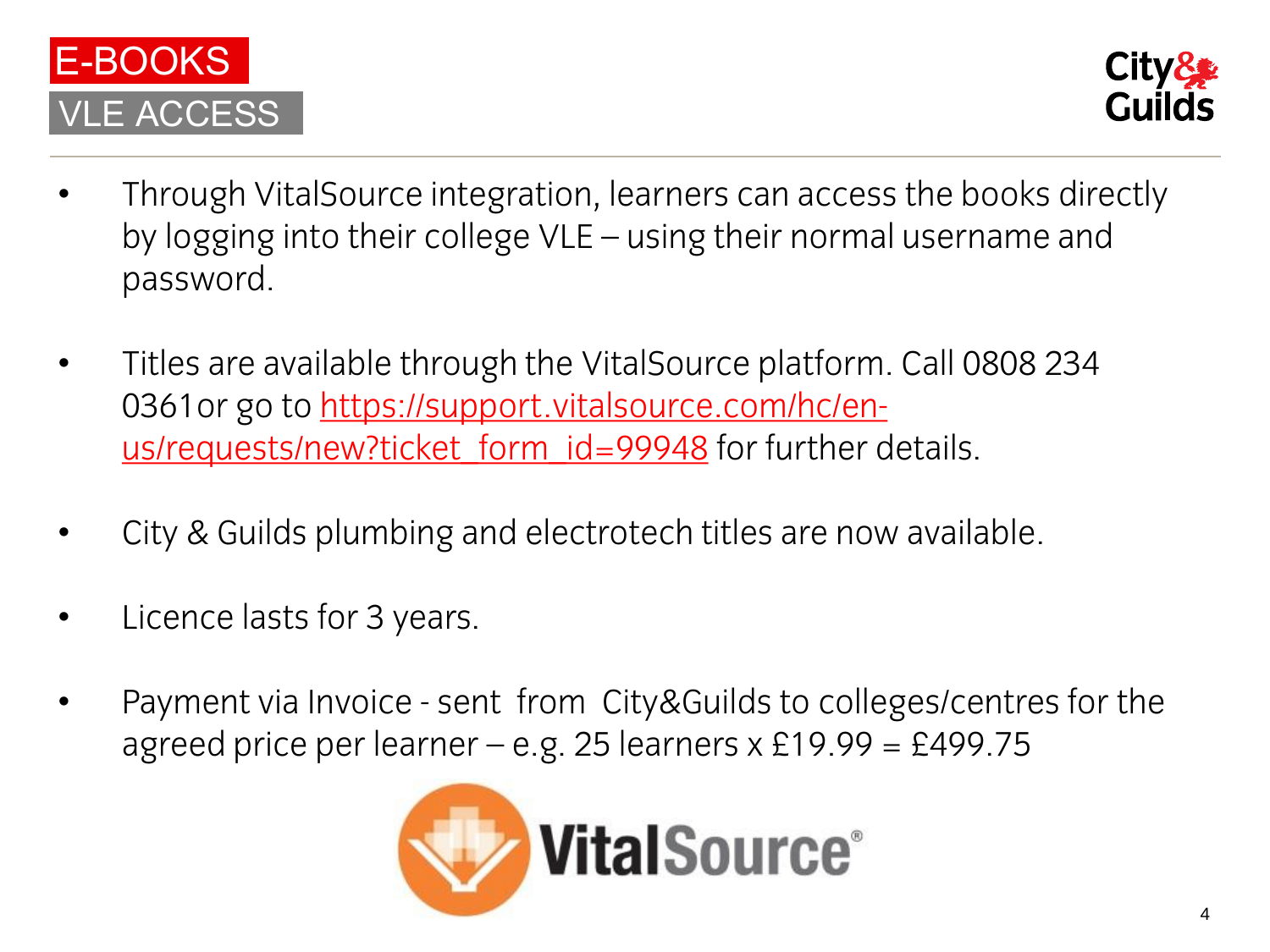# E-BOOKS

## VLE ACCESS

- Through VitalSource integration, learners can access the books directly by logging into their college VLE – using their normal username and password.
- Titles are available through the VitalSource platform. Call 0808 234 0361or go to [https://support.vitalsource.com/hc/en-us/requests/new?ticket_form_id=99948](https://support.vitalsource.com/hc/en-us/requests/new?ticket_form_id=99948) for further details.
- City & Guilds plumbing and electrotech titles are now available.
- Licence lasts for 3 years.
- Payment via Invoice - sent from City&Guilds to colleges/centres for the agreed price per learner – e.g. 25 learners x £19.99 = £499.75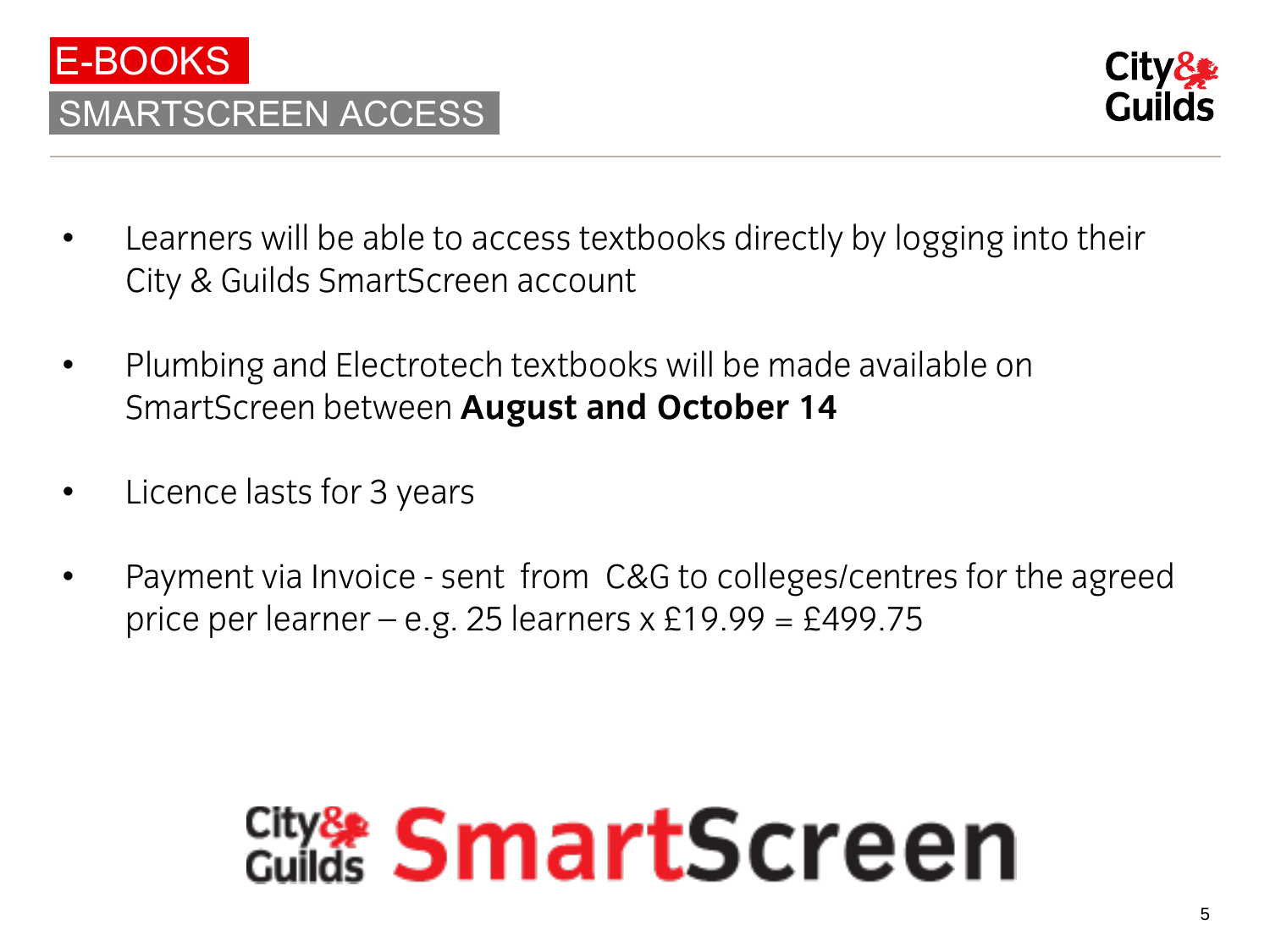# E-BOOKS

## SMARTSCREEN ACCESS

- Learners will be able to access textbooks directly by logging into their City & Guilds SmartScreen account
- Plumbing and Electrotech textbooks will be made available on SmartScreen between **August and October 14**
- Licence lasts for 3 years
- Payment via Invoice - sent from C&G to colleges/centres for the agreed price per learner – e.g. 25 learners x £19.99 = £499.75

City & Guilds SmartScreen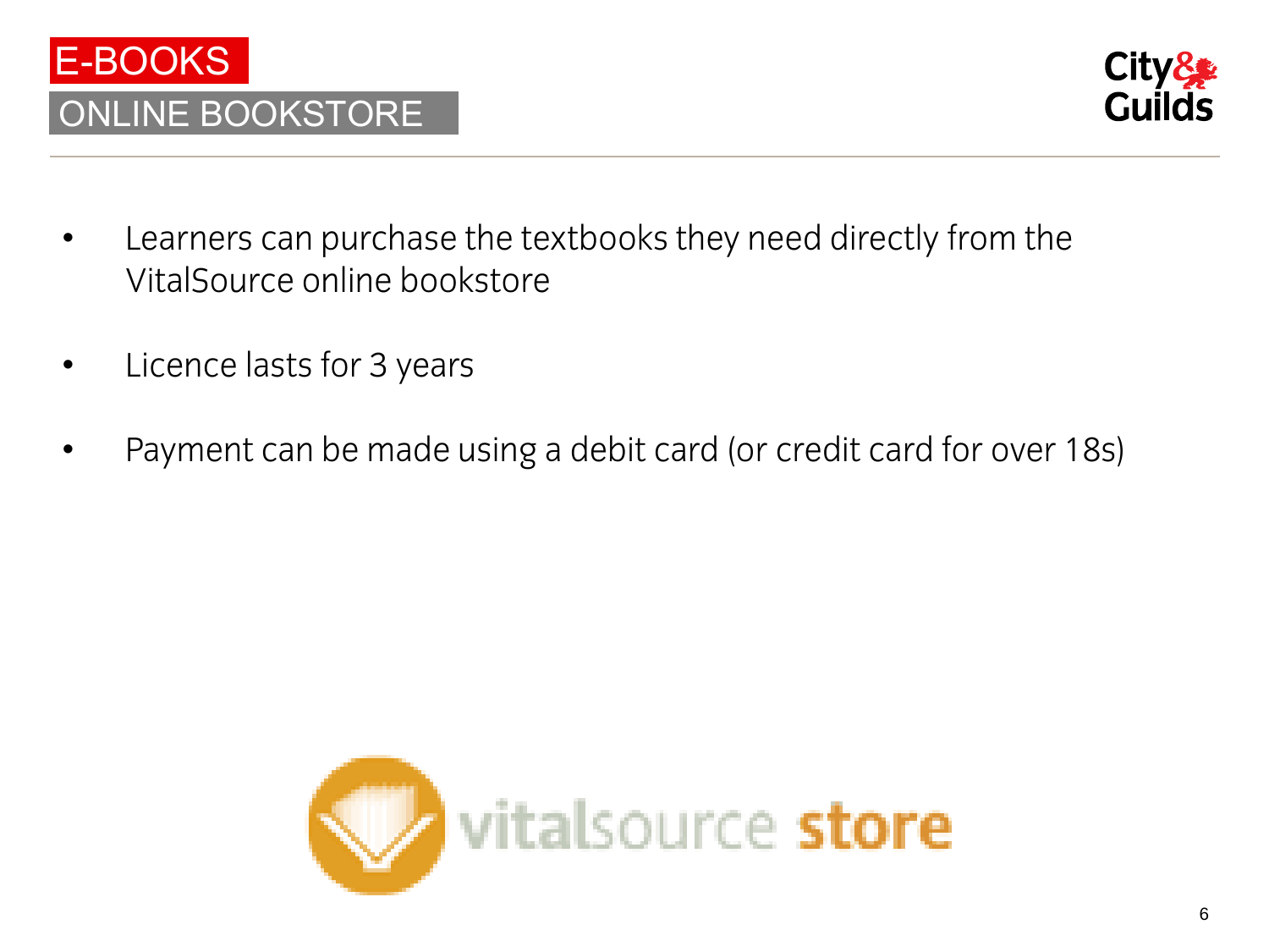# E-BOOKS

## ONLINE BOOKSTORE

- Learners can purchase the textbooks they need directly from the VitalSource online bookstore
- Licence lasts for 3 years
- Payment can be made using a debit card (or credit card for over 18s)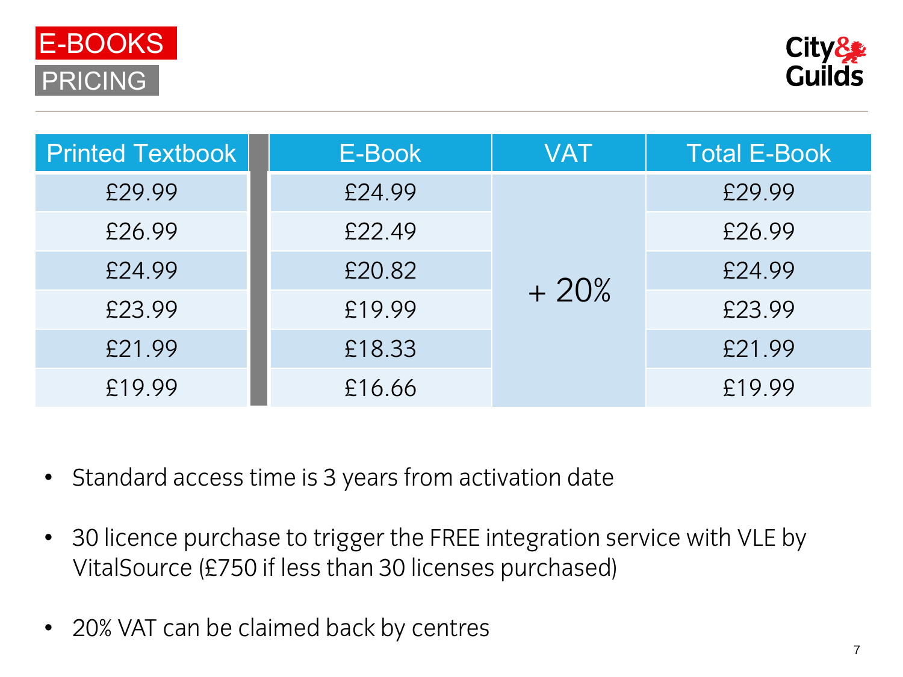# E-BOOKS PRICING

| Printed Textbook | E-Book | VAT | Total E-Book |
|---|---|---|---|
| £29.99 | £24.99 | + 20% | £29.99 |
| £26.99 | £22.49 | | £26.99 |
| £24.99 | £20.82 | | £24.99 |
| £23.99 | £19.99 | | £23.99 |
| £21.99 | £18.33 | | £21.99 |
| £19.99 | £16.66 | | £19.99 |

- Standard access time is 3 years from activation date
- 30 licence purchase to trigger the FREE integration service with VLE by VitalSource (£750 if less than 30 licenses purchased)
- 20% VAT can be claimed back by centres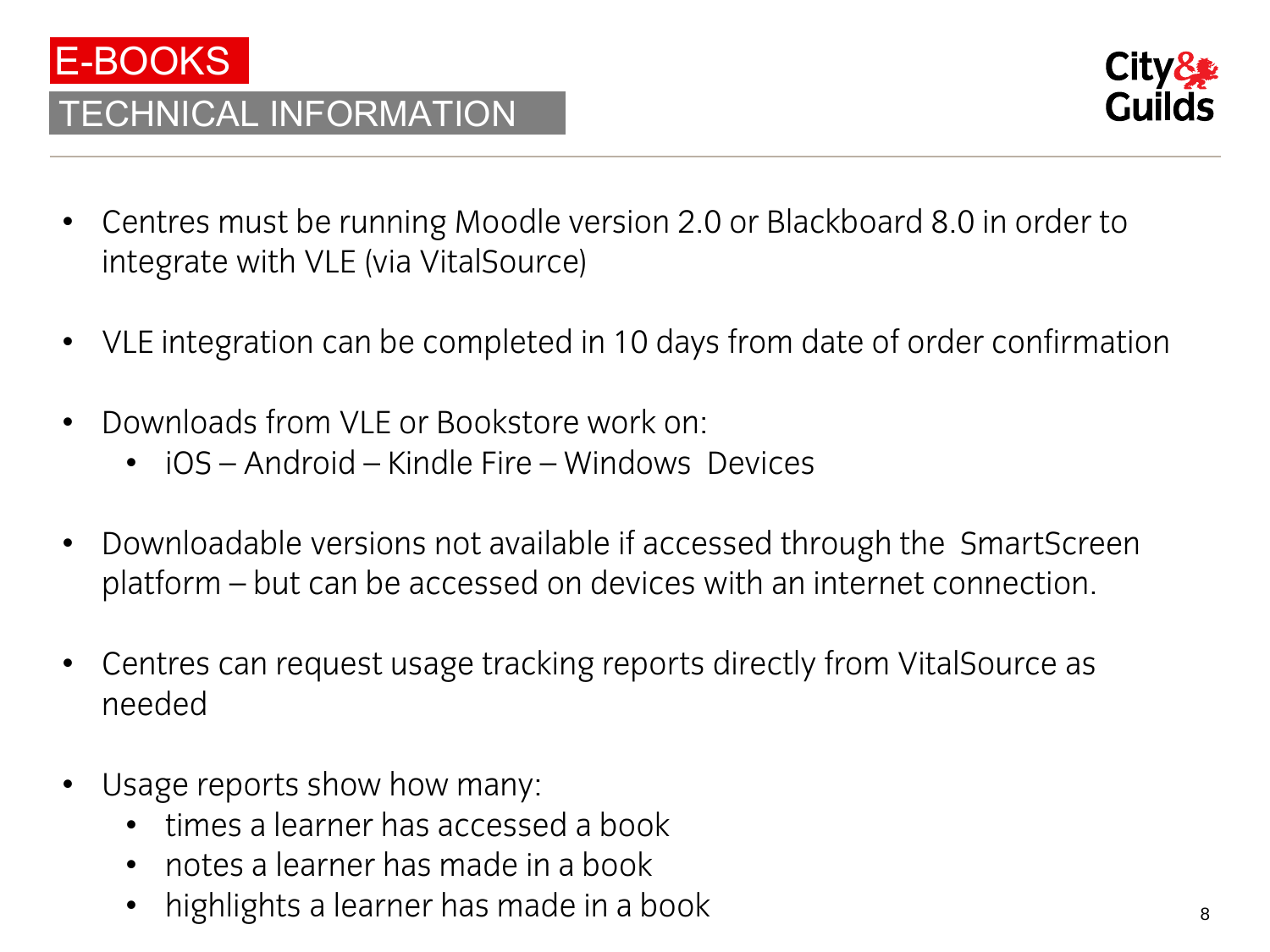# E-BOOKS

## TECHNICAL INFORMATION

- Centres must be running Moodle version 2.0 or Blackboard 8.0 in order to integrate with VLE (via VitalSource)
- VLE integration can be completed in 10 days from date of order confirmation
- Downloads from VLE or Bookstore work on:
  - iOS – Android – Kindle Fire – Windows Devices
- Downloadable versions not available if accessed through the SmartScreen platform – but can be accessed on devices with an internet connection.
- Centres can request usage tracking reports directly from VitalSource as needed
- Usage reports show how many:
  - times a learner has accessed a book
  - notes a learner has made in a book
  - highlights a learner has made in a book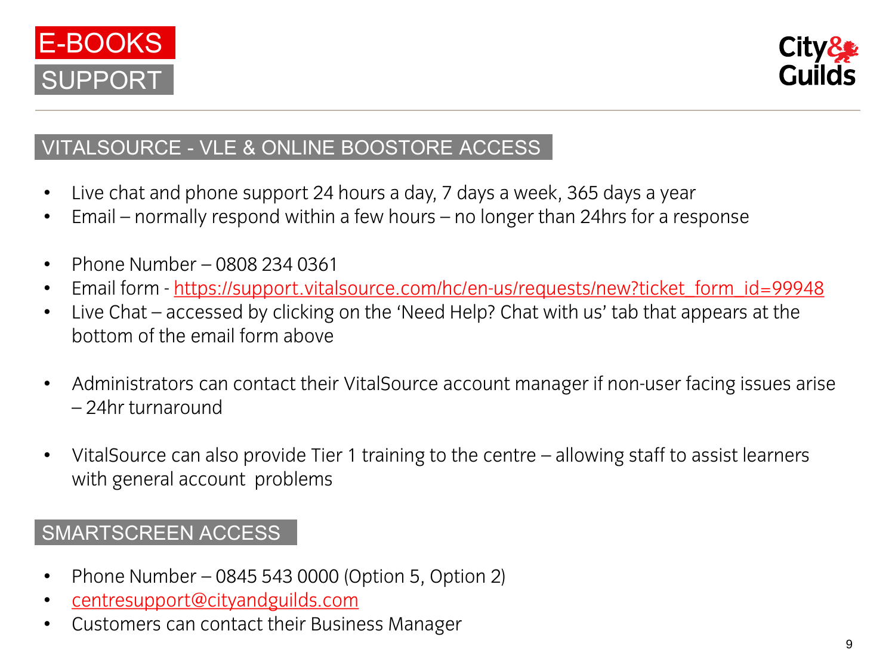# E-BOOKS SUPPORT

City & Guilds

## VITALSOURCE - VLE & ONLINE BOOSTORE ACCESS

- Live chat and phone support 24 hours a day, 7 days a week, 365 days a year
- Email – normally respond within a few hours – no longer than 24hrs for a response

- Phone Number – 0808 234 0361
- Email form - https://support.vitalsource.com/hc/en-us/requests/new?ticket_form_id=99948
- Live Chat – accessed by clicking on the 'Need Help? Chat with us' tab that appears at the bottom of the email form above

- Administrators can contact their VitalSource account manager if non-user facing issues arise – 24hr turnaround

- VitalSource can also provide Tier 1 training to the centre – allowing staff to assist learners with general account problems

## SMARTSCREEN ACCESS

- Phone Number – 0845 543 0000 (Option 5, Option 2)
- centresupport@cityandguilds.com
- Customers can contact their Business Manager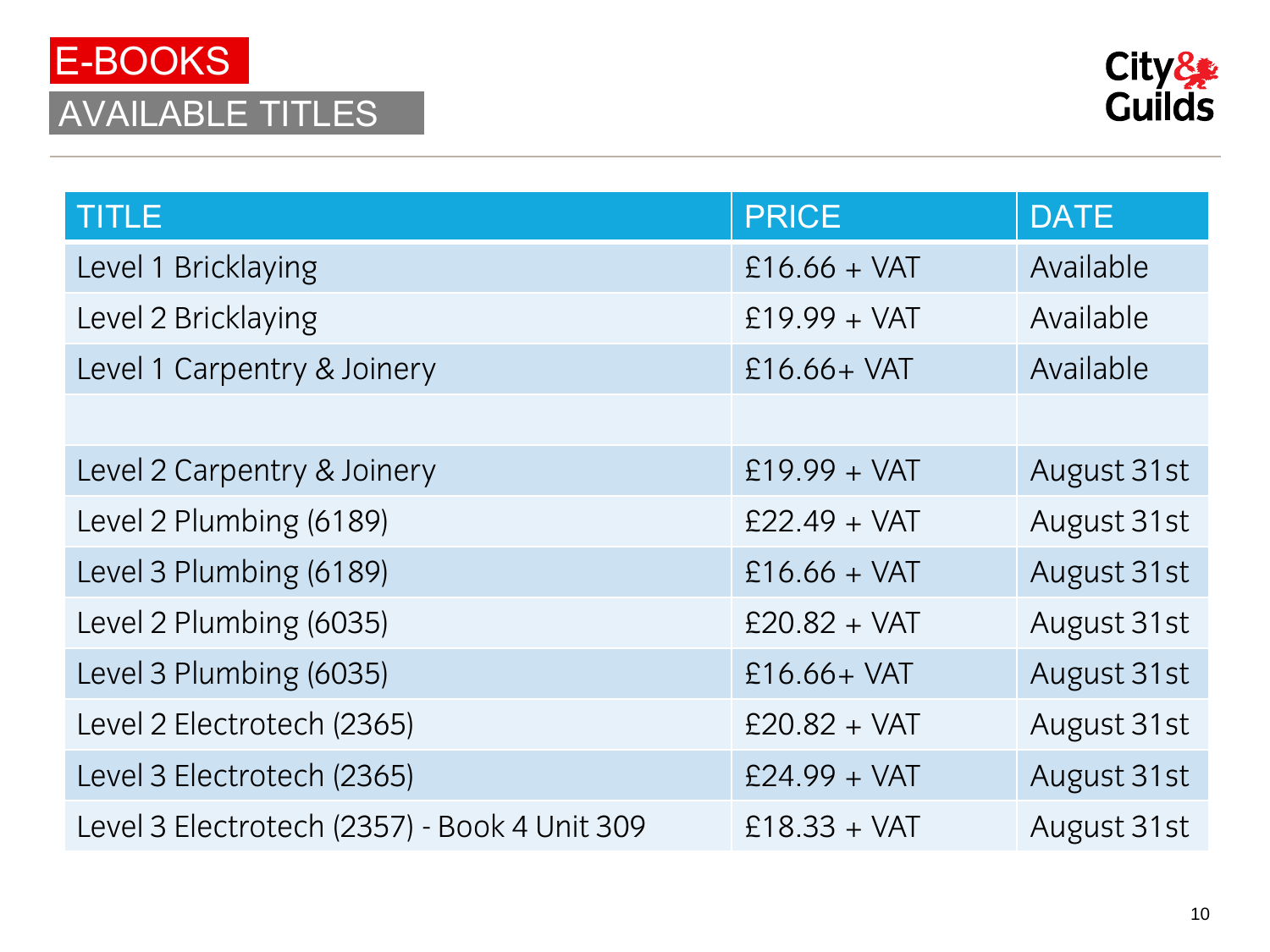# E-BOOKS

## AVAILABLE TITLES

City & Guilds

| TITLE | PRICE | DATE |
| --- | --- | --- |
| Level 1 Bricklaying | £16.66 + VAT | Available |
| Level 2 Bricklaying | £19.99 + VAT | Available |
| Level 1 Carpentry & Joinery | £16.66+ VAT | Available |
| | | |
| Level 2 Carpentry & Joinery | £19.99 + VAT | August 31st |
| Level 2 Plumbing (6189) | £22.49 + VAT | August 31st |
| Level 3 Plumbing (6189) | £16.66 + VAT | August 31st |
| Level 2 Plumbing (6035) | £20.82 + VAT | August 31st |
| Level 3 Plumbing (6035) | £16.66+ VAT | August 31st |
| Level 2 Electrotech (2365) | £20.82 + VAT | August 31st |
| Level 3 Electrotech (2365) | £24.99 + VAT | August 31st |
| Level 3 Electrotech (2357) - Book 4 Unit 309 | £18.33 + VAT | August 31st |